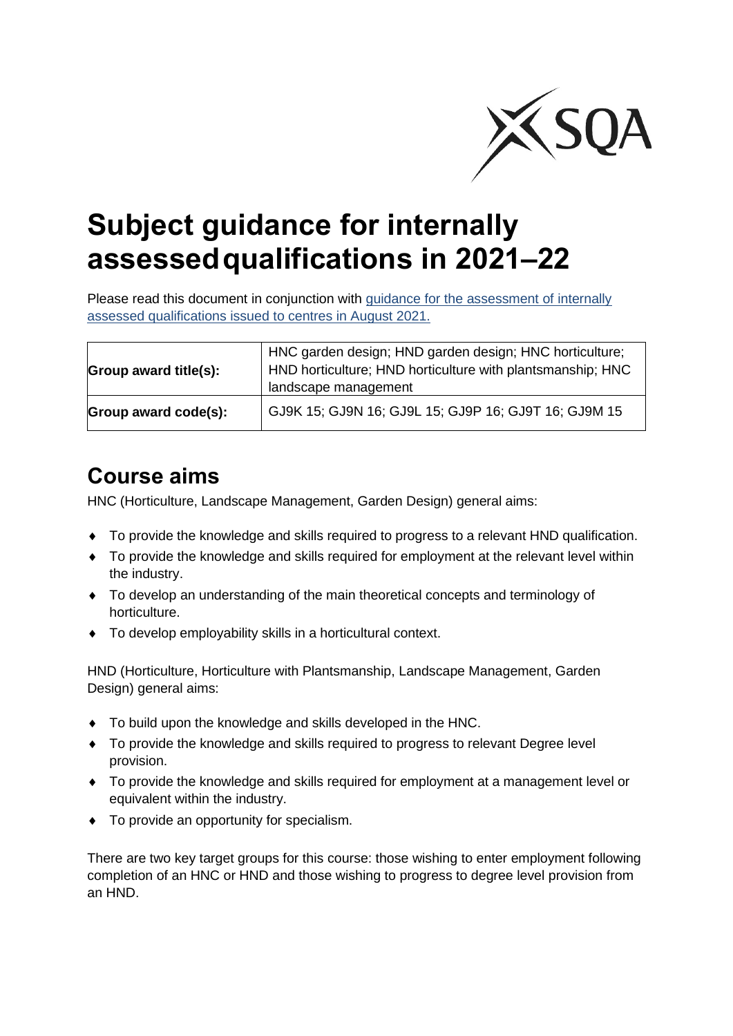# Subject guidance for internally assessed qualifications in 2021–22

Please read this document in conjunction with [guidance for the assessment of internally assessed qualifications issued to centres in August 2021.]()

| **Group award title(s):** | HNC garden design; HND garden design; HNC horticulture; HND horticulture; HND horticulture with plantsmanship; HNC landscape management |
|---|---|
| **Group award code(s):** | GJ9K 15; GJ9N 16; GJ9L 15; GJ9P 16; GJ9T 16; GJ9M 15 |

## Course aims

HNC (Horticulture, Landscape Management, Garden Design) general aims:

- To provide the knowledge and skills required to progress to a relevant HND qualification.
- To provide the knowledge and skills required for employment at the relevant level within the industry.
- To develop an understanding of the main theoretical concepts and terminology of horticulture.
- To develop employability skills in a horticultural context.

HND (Horticulture, Horticulture with Plantsmanship, Landscape Management, Garden Design) general aims:

- To build upon the knowledge and skills developed in the HNC.
- To provide the knowledge and skills required to progress to relevant Degree level provision.
- To provide the knowledge and skills required for employment at a management level or equivalent within the industry.
- To provide an opportunity for specialism.

There are two key target groups for this course: those wishing to enter employment following completion of an HNC or HND and those wishing to progress to degree level provision from an HND.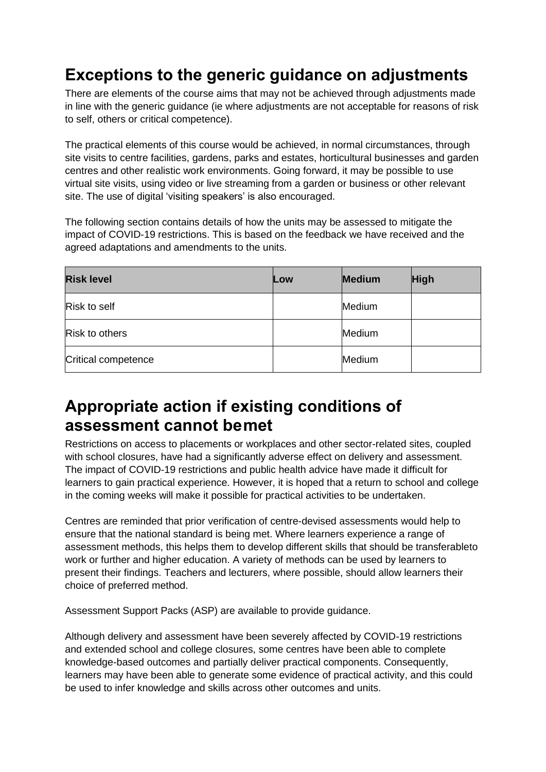## Exceptions to the generic guidance on adjustments

There are elements of the course aims that may not be achieved through adjustments made in line with the generic guidance (ie where adjustments are not acceptable for reasons of risk to self, others or critical competence).

The practical elements of this course would be achieved, in normal circumstances, through site visits to centre facilities, gardens, parks and estates, horticultural businesses and garden centres and other realistic work environments. Going forward, it may be possible to use virtual site visits, using video or live streaming from a garden or business or other relevant site. The use of digital 'visiting speakers' is also encouraged.

The following section contains details of how the units may be assessed to mitigate the impact of COVID-19 restrictions. This is based on the feedback we have received and the agreed adaptations and amendments to the units.

| Risk level | Low | Medium | High |
|---|---|---|---|
| Risk to self | | Medium | |
| Risk to others | | Medium | |
| Critical competence | | Medium | |

## Appropriate action if existing conditions of assessment cannot bemet

Restrictions on access to placements or workplaces and other sector-related sites, coupled with school closures, have had a significantly adverse effect on delivery and assessment. The impact of COVID-19 restrictions and public health advice have made it difficult for learners to gain practical experience. However, it is hoped that a return to school and college in the coming weeks will make it possible for practical activities to be undertaken.

Centres are reminded that prior verification of centre-devised assessments would help to ensure that the national standard is being met. Where learners experience a range of assessment methods, this helps them to develop different skills that should be transferableto work or further and higher education. A variety of methods can be used by learners to present their findings. Teachers and lecturers, where possible, should allow learners their choice of preferred method.

Assessment Support Packs (ASP) are available to provide guidance.

Although delivery and assessment have been severely affected by COVID-19 restrictions and extended school and college closures, some centres have been able to complete knowledge-based outcomes and partially deliver practical components. Consequently, learners may have been able to generate some evidence of practical activity, and this could be used to infer knowledge and skills across other outcomes and units.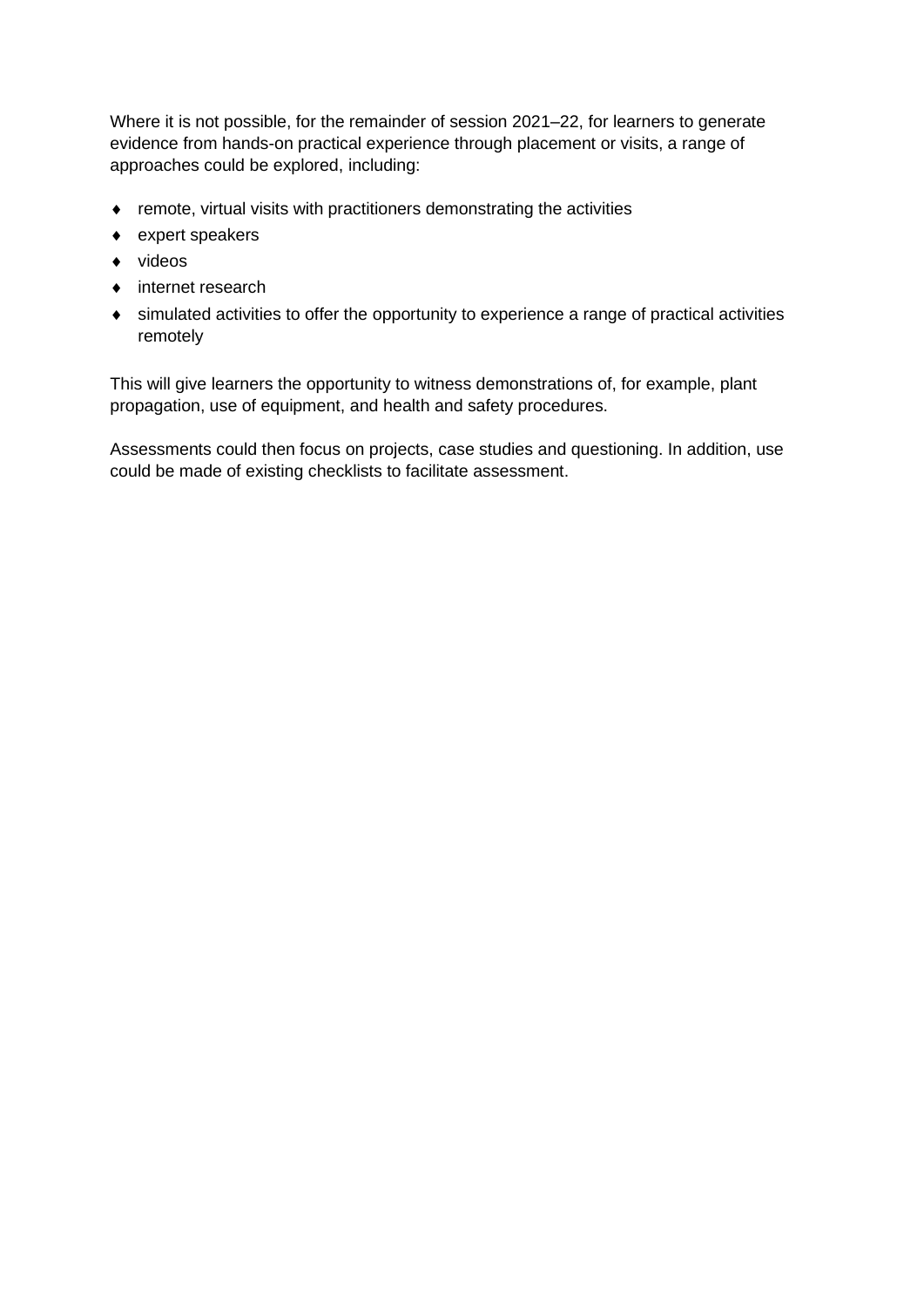Where it is not possible, for the remainder of session 2021–22, for learners to generate evidence from hands-on practical experience through placement or visits, a range of approaches could be explored, including:

- remote, virtual visits with practitioners demonstrating the activities
- expert speakers
- videos
- internet research
- simulated activities to offer the opportunity to experience a range of practical activities remotely

This will give learners the opportunity to witness demonstrations of, for example, plant propagation, use of equipment, and health and safety procedures.

Assessments could then focus on projects, case studies and questioning. In addition, use could be made of existing checklists to facilitate assessment.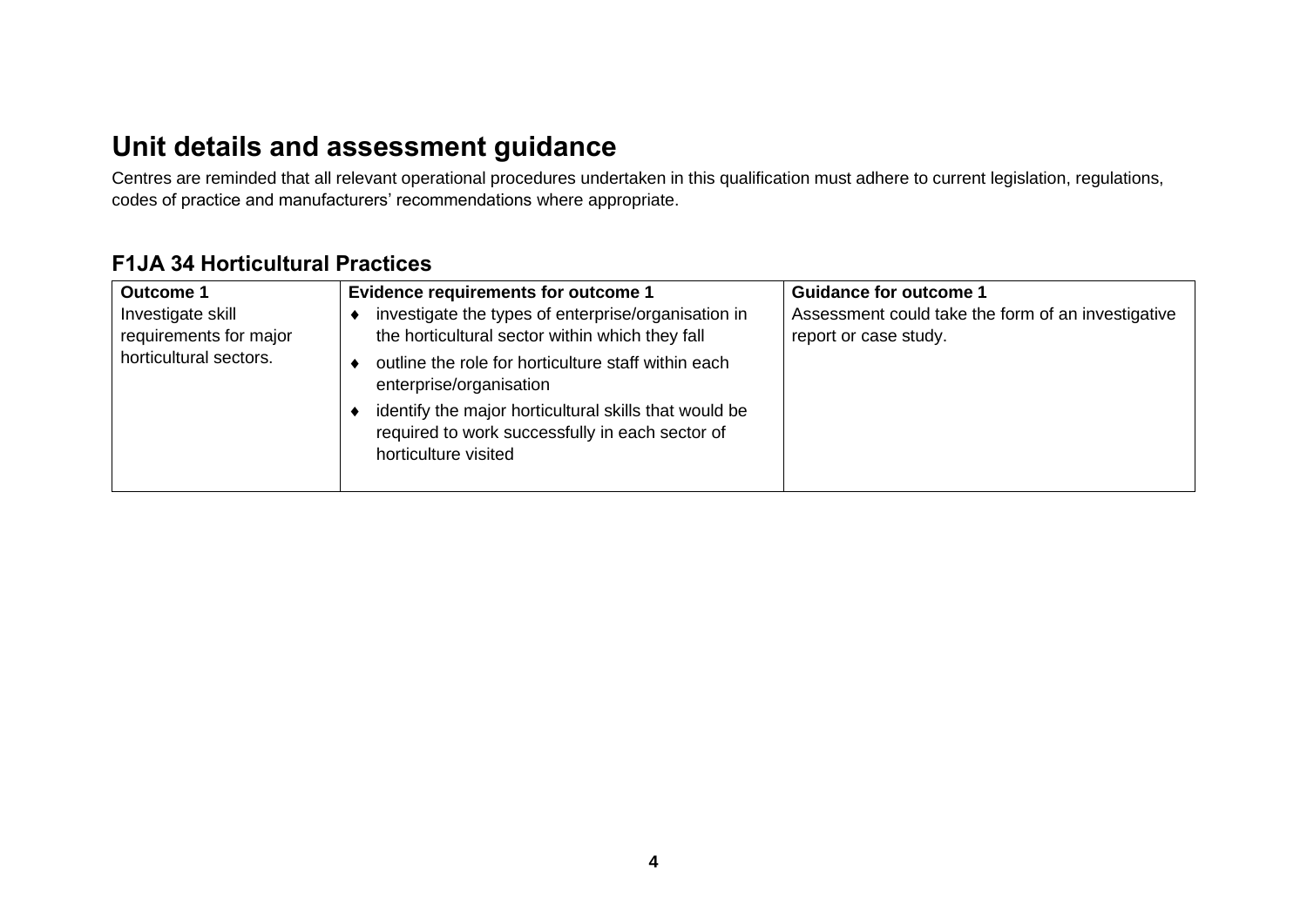# Unit details and assessment guidance

Centres are reminded that all relevant operational procedures undertaken in this qualification must adhere to current legislation, regulations, codes of practice and manufacturers' recommendations where appropriate.

## F1JA 34 Horticultural Practices

| **Outcome 1** | **Evidence requirements for outcome 1** | **Guidance for outcome 1** |
| --- | --- | --- |
| Investigate skill requirements for major horticultural sectors. | ♦ investigate the types of enterprise/organisation in the horticultural sector within which they fall<br>♦ outline the role for horticulture staff within each enterprise/organisation<br>♦ identify the major horticultural skills that would be required to work successfully in each sector of horticulture visited | Assessment could take the form of an investigative report or case study. |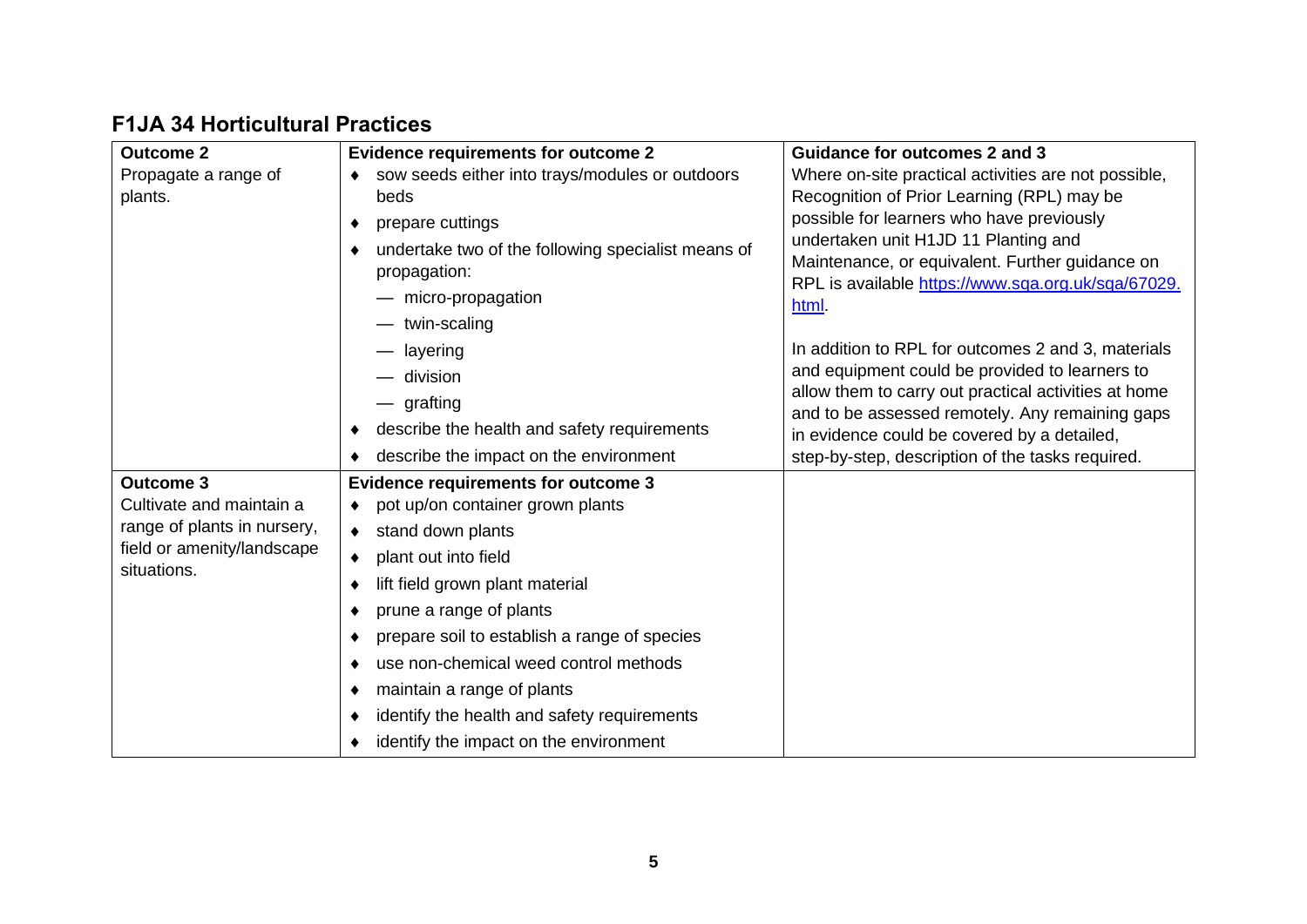## F1JA 34 Horticultural Practices

| Outcome 2 | Evidence requirements for outcome 2 | Guidance for outcomes 2 and 3 |
|---|---|---|
| Propagate a range of plants. | ♦ sow seeds either into trays/modules or outdoors beds<br>♦ prepare cuttings<br>♦ undertake two of the following specialist means of propagation:<br>— micro-propagation<br>— twin-scaling<br>— layering<br>— division<br>— grafting<br>♦ describe the health and safety requirements<br>♦ describe the impact on the environment | Where on-site practical activities are not possible, Recognition of Prior Learning (RPL) may be possible for learners who have previously undertaken unit H1JD 11 Planting and Maintenance, or equivalent. Further guidance on RPL is available [https://www.sqa.org.uk/sqa/67029.html](https://www.sqa.org.uk/sqa/67029.html).<br><br>In addition to RPL for outcomes 2 and 3, materials and equipment could be provided to learners to allow them to carry out practical activities at home and to be assessed remotely. Any remaining gaps in evidence could be covered by a detailed, step-by-step, description of the tasks required. |
| **Outcome 3**<br>Cultivate and maintain a range of plants in nursery, field or amenity/landscape situations. | **Evidence requirements for outcome 3**<br>♦ pot up/on container grown plants<br>♦ stand down plants<br>♦ plant out into field<br>♦ lift field grown plant material<br>♦ prune a range of plants<br>♦ prepare soil to establish a range of species<br>♦ use non-chemical weed control methods<br>♦ maintain a range of plants<br>♦ identify the health and safety requirements<br>♦ identify the impact on the environment | |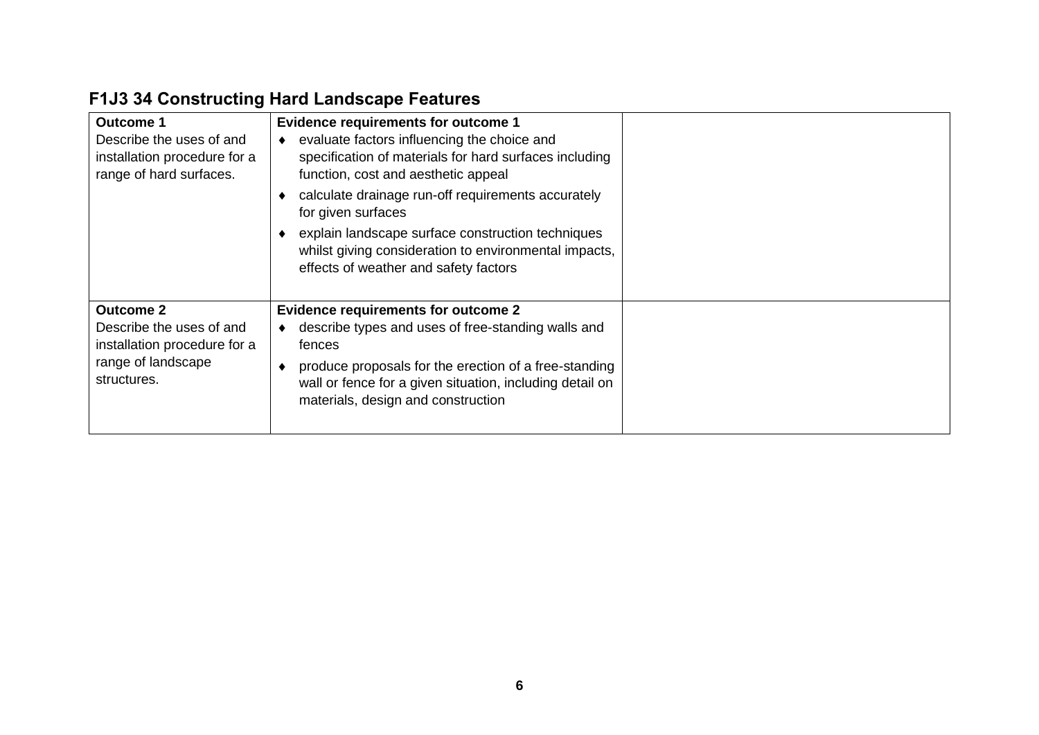## F1J3 34 Constructing Hard Landscape Features

| | | |
|---|---|---|
| **Outcome 1**<br>Describe the uses of and installation procedure for a range of hard surfaces. | **Evidence requirements for outcome 1**<br>♦ evaluate factors influencing the choice and specification of materials for hard surfaces including function, cost and aesthetic appeal<br>♦ calculate drainage run-off requirements accurately for given surfaces<br>♦ explain landscape surface construction techniques whilst giving consideration to environmental impacts, effects of weather and safety factors | |
| **Outcome 2**<br>Describe the uses of and installation procedure for a range of landscape structures. | **Evidence requirements for outcome 2**<br>♦ describe types and uses of free-standing walls and fences<br>♦ produce proposals for the erection of a free-standing wall or fence for a given situation, including detail on materials, design and construction | |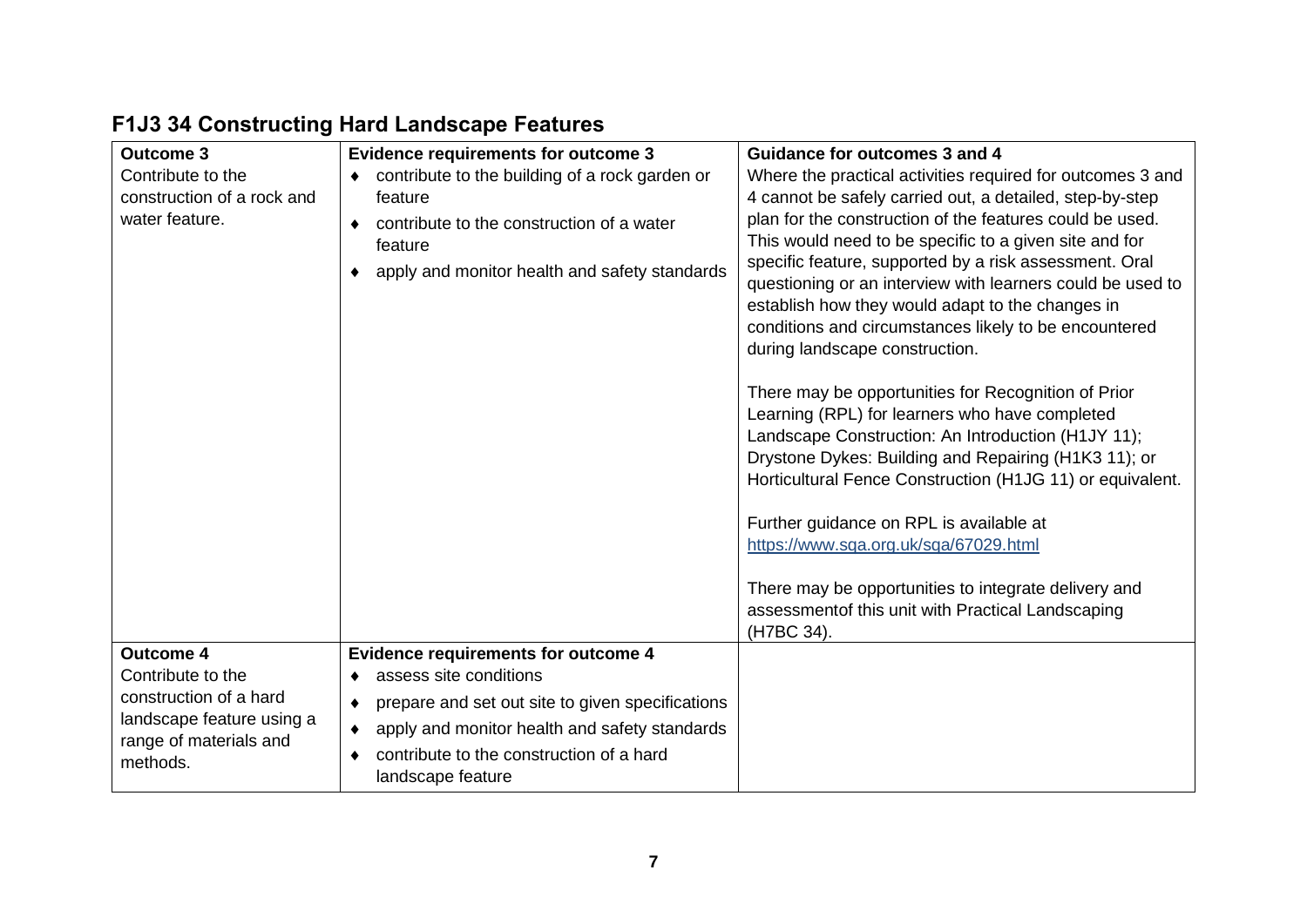## F1J3 34 Constructing Hard Landscape Features

| **Outcome 3** | **Evidence requirements for outcome 3** | **Guidance for outcomes 3 and 4** |
|---|---|---|
| Contribute to the construction of a rock and water feature. | ♦ contribute to the building of a rock garden or feature<br>♦ contribute to the construction of a water feature<br>♦ apply and monitor health and safety standards | Where the practical activities required for outcomes 3 and 4 cannot be safely carried out, a detailed, step-by-step plan for the construction of the features could be used. This would need to be specific to a given site and for specific feature, supported by a risk assessment. Oral questioning or an interview with learners could be used to establish how they would adapt to the changes in conditions and circumstances likely to be encountered during landscape construction.<br><br>There may be opportunities for Recognition of Prior Learning (RPL) for learners who have completed Landscape Construction: An Introduction (H1JY 11); Drystone Dykes: Building and Repairing (H1K3 11); or Horticultural Fence Construction (H1JG 11) or equivalent.<br><br>Further guidance on RPL is available at https://www.sqa.org.uk/sqa/67029.html<br><br>There may be opportunities to integrate delivery and assessmentof this unit with Practical Landscaping (H7BC 34). |
| **Outcome 4**<br>Contribute to the construction of a hard landscape feature using a range of materials and methods. | **Evidence requirements for outcome 4**<br>♦ assess site conditions<br>♦ prepare and set out site to given specifications<br>♦ apply and monitor health and safety standards<br>♦ contribute to the construction of a hard landscape feature | |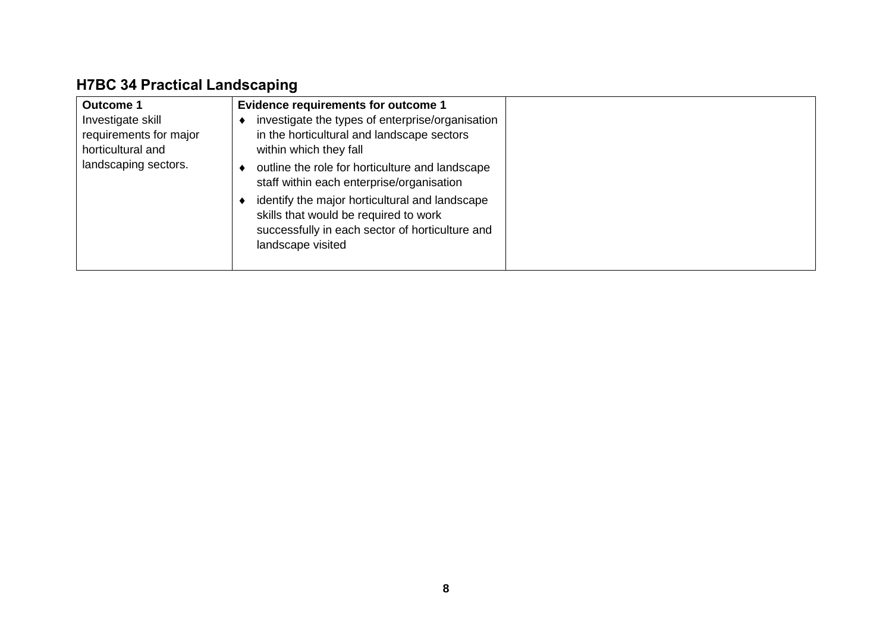## H7BC 34 Practical Landscaping

| **Outcome 1** Investigate skill requirements for major horticultural and landscaping sectors. | **Evidence requirements for outcome 1** ♦ investigate the types of enterprise/organisation in the horticultural and landscape sectors within which they fall ♦ outline the role for horticulture and landscape staff within each enterprise/organisation ♦ identify the major horticultural and landscape skills that would be required to work successfully in each sector of horticulture and landscape visited | |
|---|---|---|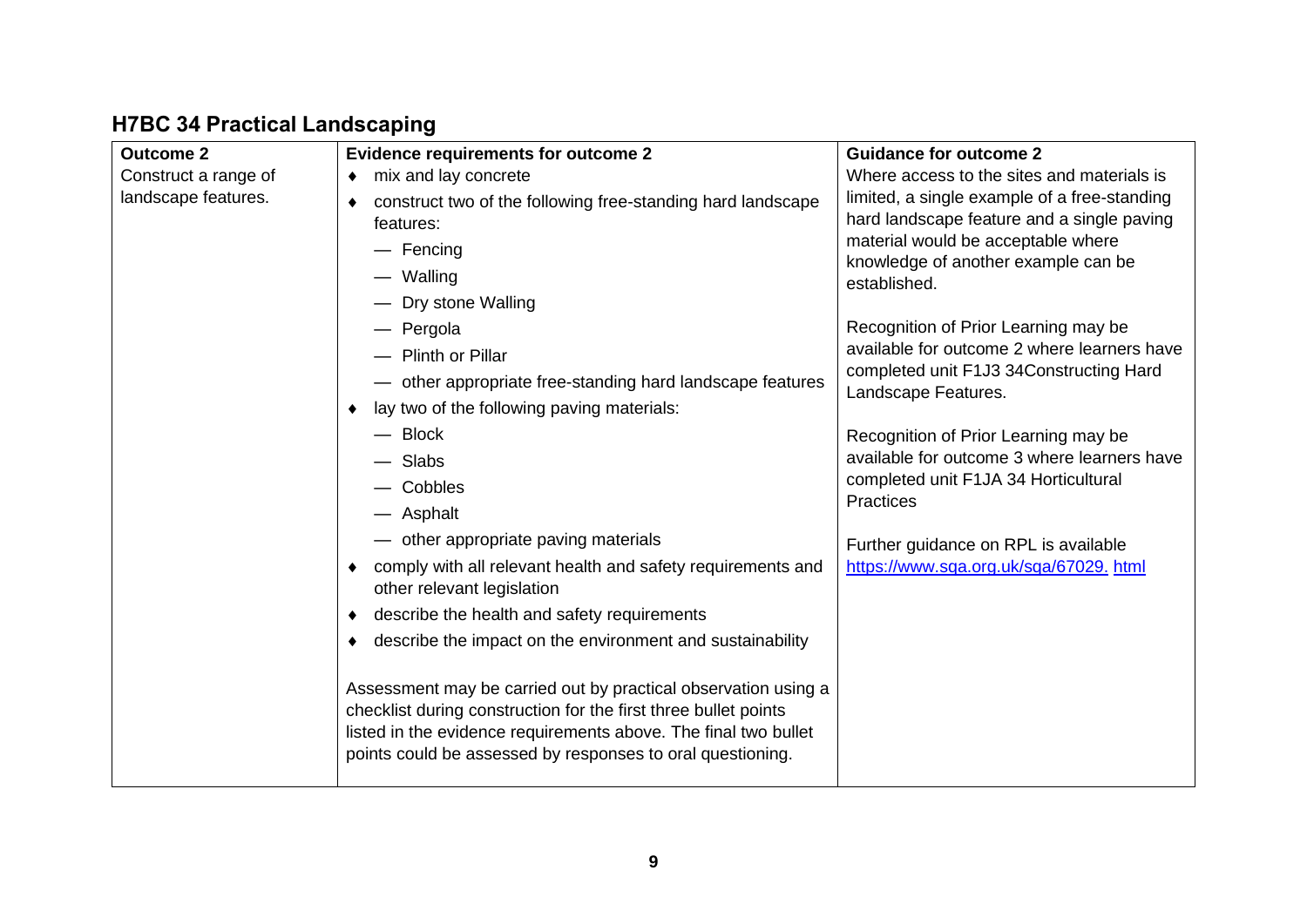## H7BC 34 Practical Landscaping

| Outcome 2 | Evidence requirements for outcome 2 | Guidance for outcome 2 |
|---|---|---|
| Construct a range of landscape features. | ♦ mix and lay concrete<br>♦ construct two of the following free-standing hard landscape features:<br>— Fencing<br>— Walling<br>— Dry stone Walling<br>— Pergola<br>— Plinth or Pillar<br>— other appropriate free-standing hard landscape features<br>♦ lay two of the following paving materials:<br>— Block<br>— Slabs<br>— Cobbles<br>— Asphalt<br>— other appropriate paving materials<br>♦ comply with all relevant health and safety requirements and other relevant legislation<br>♦ describe the health and safety requirements<br>♦ describe the impact on the environment and sustainability<br><br>Assessment may be carried out by practical observation using a checklist during construction for the first three bullet points listed in the evidence requirements above. The final two bullet points could be assessed by responses to oral questioning. | Where access to the sites and materials is limited, a single example of a free-standing hard landscape feature and a single paving material would be acceptable where knowledge of another example can be established.<br><br>Recognition of Prior Learning may be available for outcome 2 where learners have completed unit F1J3 34Constructing Hard Landscape Features.<br><br>Recognition of Prior Learning may be available for outcome 3 where learners have completed unit F1JA 34 Horticultural Practices<br><br>Further guidance on RPL is available [https://www.sqa.org.uk/sqa/67029. html](https://www.sqa.org.uk/sqa/67029.html) |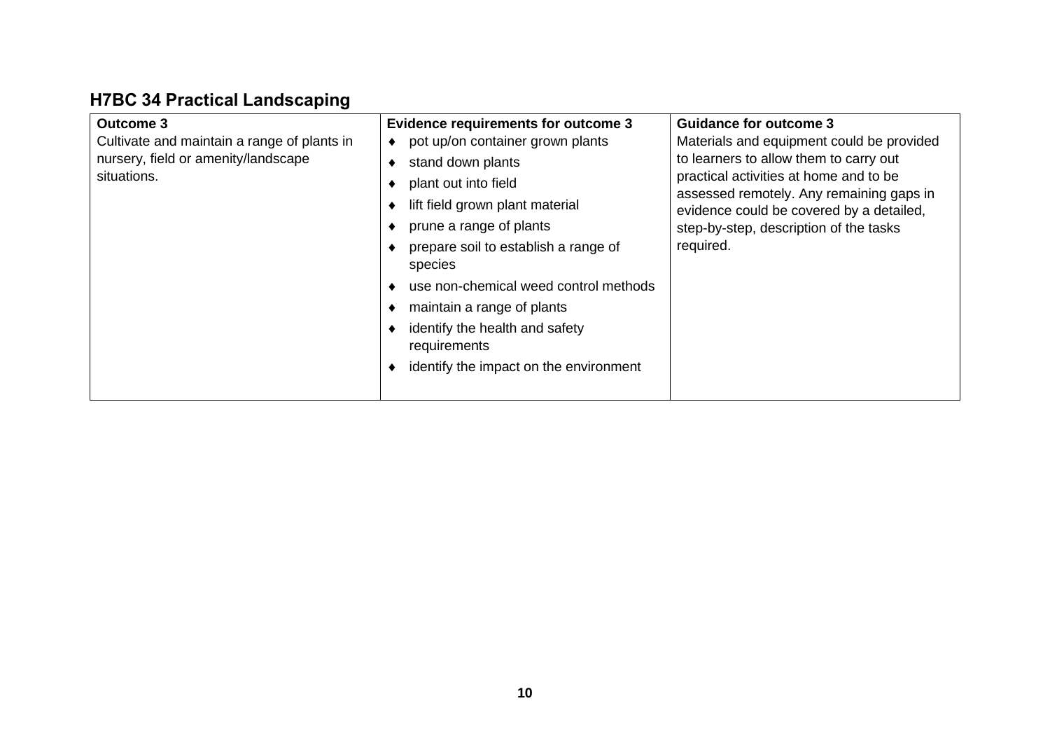## H7BC 34 Practical Landscaping

| Outcome 3 | Evidence requirements for outcome 3 | Guidance for outcome 3 |
|---|---|---|
| Cultivate and maintain a range of plants in nursery, field or amenity/landscape situations. | ♦ pot up/on container grown plants<br>♦ stand down plants<br>♦ plant out into field<br>♦ lift field grown plant material<br>♦ prune a range of plants<br>♦ prepare soil to establish a range of species<br>♦ use non-chemical weed control methods<br>♦ maintain a range of plants<br>♦ identify the health and safety requirements<br>♦ identify the impact on the environment | Materials and equipment could be provided to learners to allow them to carry out practical activities at home and to be assessed remotely. Any remaining gaps in evidence could be covered by a detailed, step-by-step, description of the tasks required. |